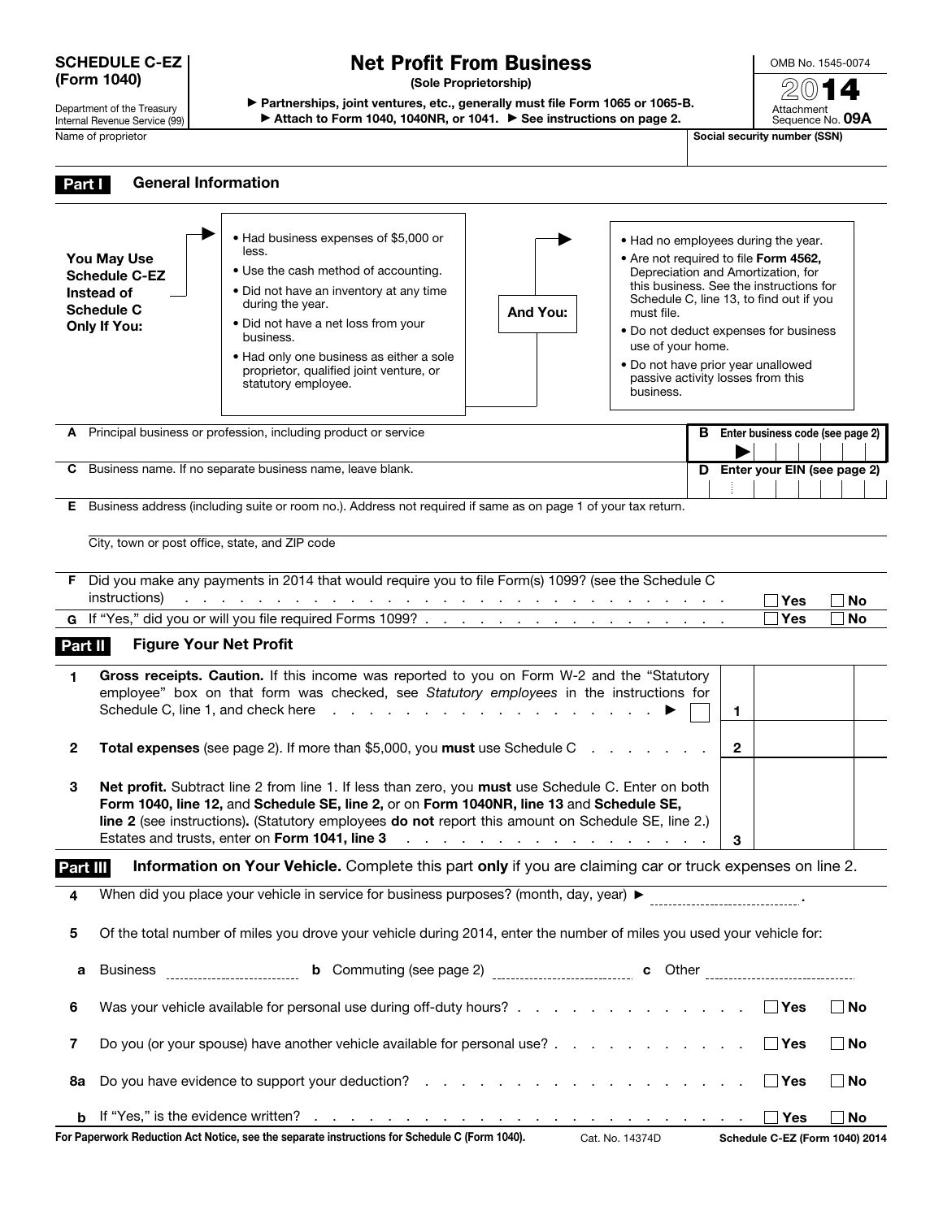# SCHEDULE C-EZ (Form 1040)

Department of the Treasury
Internal Revenue Service (99)

## Net Profit From Business

**(Sole Proprietorship)**

▶ Partnerships, joint ventures, etc., generally must file Form 1065 or 1065-B.
▶ Attach to Form 1040, 1040NR, or 1041. ▶ See instructions on page 2.

OMB No. 1545-0074

**2014**

Attachment Sequence No. **09A**

Name of proprietor | Social security number (SSN)

## Part I General Information

**You May Use Schedule C-EZ Instead of Schedule C Only If You:**

- Had business expenses of $5,000 or less.
- Use the cash method of accounting.
- Did not have an inventory at any time during the year.
- Did not have a net loss from your business.
- Had only one business as either a sole proprietor, qualified joint venture, or statutory employee.

**And You:**

- Had no employees during the year.
- Are not required to file **Form 4562,** Depreciation and Amortization, for this business. See the instructions for Schedule C, line 13, to find out if you must file.
- Do not deduct expenses for business use of your home.
- Do not have prior year unallowed passive activity losses from this business.

**A** Principal business or profession, including product or service

**B** Enter business code (see page 2) ▶

**C** Business name. If no separate business name, leave blank.

**D** Enter your EIN (see page 2)

**E** Business address (including suite or room no.). Address not required if same as on page 1 of your tax return.

City, town or post office, state, and ZIP code

**F** Did you make any payments in 2014 that would require you to file Form(s) 1099? (see the Schedule C instructions) ☐ Yes ☐ No

**G** If "Yes," did you or will you file required Forms 1099? ☐ Yes ☐ No

## Part II Figure Your Net Profit

**1** **Gross receipts. Caution.** If this income was reported to you on Form W-2 and the "Statutory employee" box on that form was checked, see *Statutory employees* in the instructions for Schedule C, line 1, and check here ▶ ☐ **1**

**2** **Total expenses** (see page 2). If more than $5,000, you **must** use Schedule C **2**

**3** **Net profit.** Subtract line 2 from line 1. If less than zero, you **must** use Schedule C. Enter on both **Form 1040, line 12,** and **Schedule SE, line 2,** or on **Form 1040NR, line 13** and **Schedule SE, line 2** (see instructions)**.** (Statutory employees **do not** report this amount on Schedule SE, line 2.) Estates and trusts, enter on **Form 1041, line 3** **3**

## Part III Information on Your Vehicle.

Complete this part **only** if you are claiming car or truck expenses on line 2.

**4** When did you place your vehicle in service for business purposes? (month, day, year) ▶ ____________.

**5** Of the total number of miles you drove your vehicle during 2014, enter the number of miles you used your vehicle for:

**a** Business ____________ **b** Commuting (see page 2) ____________ **c** Other ____________

**6** Was your vehicle available for personal use during off-duty hours? ☐ Yes ☐ No

**7** Do you (or your spouse) have another vehicle available for personal use? ☐ Yes ☐ No

**8a** Do you have evidence to support your deduction? ☐ Yes ☐ No

**b** If "Yes," is the evidence written? ☐ Yes ☐ No

**For Paperwork Reduction Act Notice, see the separate instructions for Schedule C (Form 1040).** Cat. No. 14374D **Schedule C-EZ (Form 1040) 2014**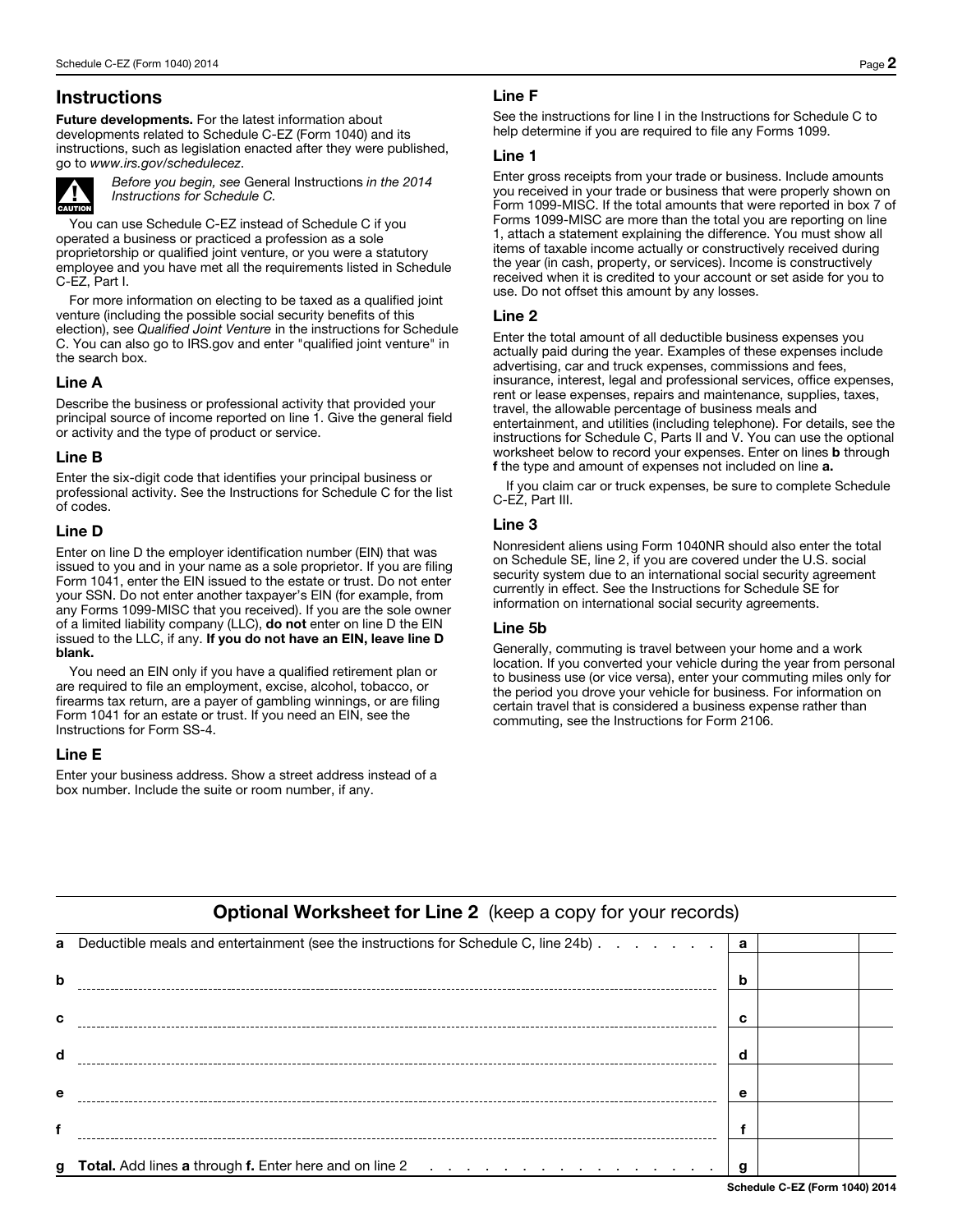## Instructions

**Future developments.** For the latest information about developments related to Schedule C-EZ (Form 1040) and its instructions, such as legislation enacted after they were published, go to *www.irs.gov/schedulecez*.

**CAUTION** *Before you begin, see* General Instructions *in the 2014 Instructions for Schedule C.*

You can use Schedule C-EZ instead of Schedule C if you operated a business or practiced a profession as a sole proprietorship or qualified joint venture, or you were a statutory employee and you have met all the requirements listed in Schedule C-EZ, Part I.

For more information on electing to be taxed as a qualified joint venture (including the possible social security benefits of this election), see *Qualified Joint Venture* in the instructions for Schedule C. You can also go to IRS.gov and enter "qualified joint venture" in the search box.

### Line A

Describe the business or professional activity that provided your principal source of income reported on line 1. Give the general field or activity and the type of product or service.

### Line B

Enter the six-digit code that identifies your principal business or professional activity. See the Instructions for Schedule C for the list of codes.

### Line D

Enter on line D the employer identification number (EIN) that was issued to you and in your name as a sole proprietor. If you are filing Form 1041, enter the EIN issued to the estate or trust. Do not enter your SSN. Do not enter another taxpayer's EIN (for example, from any Forms 1099-MISC that you received). If you are the sole owner of a limited liability company (LLC), **do not** enter on line D the EIN issued to the LLC, if any. **If you do not have an EIN, leave line D blank.**

You need an EIN only if you have a qualified retirement plan or are required to file an employment, excise, alcohol, tobacco, or firearms tax return, are a payer of gambling winnings, or are filing Form 1041 for an estate or trust. If you need an EIN, see the Instructions for Form SS-4.

### Line E

Enter your business address. Show a street address instead of a box number. Include the suite or room number, if any.

### Line F

See the instructions for line I in the Instructions for Schedule C to help determine if you are required to file any Forms 1099.

### Line 1

Enter gross receipts from your trade or business. Include amounts you received in your trade or business that were properly shown on Form 1099-MISC. If the total amounts that were reported in box 7 of Forms 1099-MISC are more than the total you are reporting on line 1, attach a statement explaining the difference. You must show all items of taxable income actually or constructively received during the year (in cash, property, or services). Income is constructively received when it is credited to your account or set aside for you to use. Do not offset this amount by any losses.

### Line 2

Enter the total amount of all deductible business expenses you actually paid during the year. Examples of these expenses include advertising, car and truck expenses, commissions and fees, insurance, interest, legal and professional services, office expenses, rent or lease expenses, repairs and maintenance, supplies, taxes, travel, the allowable percentage of business meals and entertainment, and utilities (including telephone). For details, see the instructions for Schedule C, Parts II and V. You can use the optional worksheet below to record your expenses. Enter on lines **b** through **f** the type and amount of expenses not included on line **a.**

If you claim car or truck expenses, be sure to complete Schedule C-EZ, Part III.

### Line 3

Nonresident aliens using Form 1040NR should also enter the total on Schedule SE, line 2, if you are covered under the U.S. social security system due to an international social security agreement currently in effect. See the Instructions for Schedule SE for information on international social security agreements.

### Line 5b

Generally, commuting is travel between your home and a work location. If you converted your vehicle during the year from personal to business use (or vice versa), enter your commuting miles only for the period you drove your vehicle for business. For information on certain travel that is considered a business expense rather than commuting, see the Instructions for Form 2106.

## Optional Worksheet for Line 2 (keep a copy for your records)

| | | | | |
|---|---|---|---|---|
| **a** | Deductible meals and entertainment (see the instructions for Schedule C, line 24b) | **a** | | |
| **b** | | **b** | | |
| **c** | | **c** | | |
| **d** | | **d** | | |
| **e** | | **e** | | |
| **f** | | **f** | | |
| **g** | **Total.** Add lines **a** through **f.** Enter here and on line 2 | **g** | | |